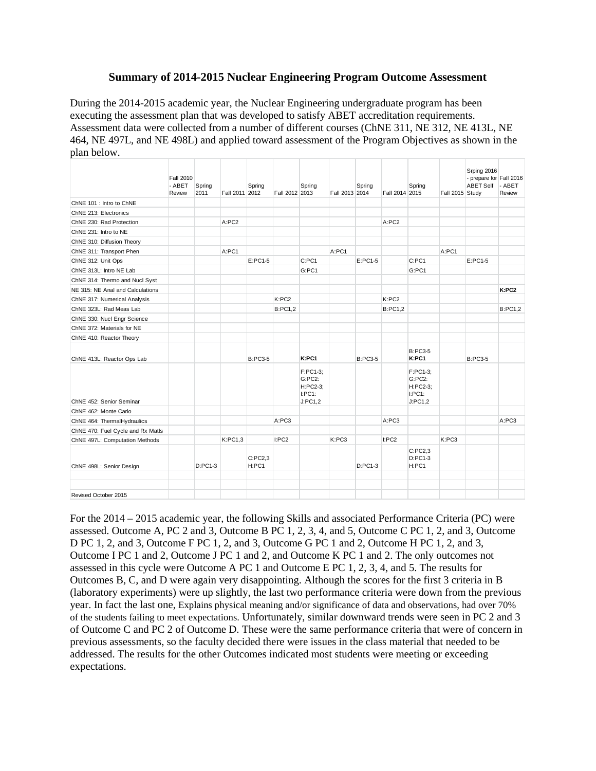# Summary of 2014-2015 Nuclear Engineering Program Outcome Assessment

During the 2014-2015 academic year, the Nuclear Engineering undergraduate program has been executing the assessment plan that was developed to satisfy ABET accreditation requirements. Assessment data were collected from a number of different courses (ChNE 311, NE 312, NE 413L, NE 464, NE 497L, and NE 498L) and applied toward assessment of the Program Objectives as shown in the plan below.

| | Fall 2010 - ABET Review | Spring 2011 | Fall 2011 | Spring 2012 | Fall 2012 | Spring 2013 | Fall 2013 | Spring 2014 | Fall 2014 | Spring 2015 | Fall 2015 | Srping 2016 - prepare for ABET Self Study | Fall 2016 - ABET Review |
|---|---|---|---|---|---|---|---|---|---|---|---|---|---|
| ChNE 101 : Intro to ChNE | | | | | | | | | | | | | |
| ChNE 213: Electronics | | | | | | | | | | | | | |
| ChNE 230: Rad Protection | | | A:PC2 | | | | | | A:PC2 | | | | |
| ChNE 231: Intro to NE | | | | | | | | | | | | | |
| ChNE 310: Diffusion Theory | | | | | | | | | | | | | |
| ChNE 311: Transport Phen | | | A:PC1 | | | | A:PC1 | | | | A:PC1 | | |
| ChNE 312: Unit Ops | | | | E:PC1-5 | | C:PC1 | | E:PC1-5 | | C:PC1 | | E:PC1-5 | |
| ChNE 313L: Intro NE Lab | | | | | | G:PC1 | | | | G:PC1 | | | |
| ChNE 314: Thermo and Nucl Syst | | | | | | | | | | | | | |
| NE 315: NE Anal and Calculations | | | | | | | | | | | | | **K:PC2** |
| ChNE 317: Numerical Analysis | | | | | K:PC2 | | | | K:PC2 | | | | |
| ChNE 323L: Rad Meas Lab | | | | | B:PC1,2 | | | | B:PC1,2 | | | | B:PC1,2 |
| ChNE 330: Nucl Engr Science | | | | | | | | | | | | | |
| ChNE 372: Materials for NE | | | | | | | | | | | | | |
| ChNE 410: Reactor Theory | | | | | | | | | | | | | |
| ChNE 413L: Reactor Ops Lab | | | | B:PC3-5 | | **K:PC1** | | B:PC3-5 | | B:PC3-5 **K:PC1** | | B:PC3-5 | |
| ChNE 452: Senior Seminar | | | | | | F:PC1-3; G:PC2: H:PC2-3; I:PC1: J:PC1,2 | | | | F:PC1-3; G:PC2: H:PC2-3; I:PC1: J:PC1,2 | | | |
| ChNE 462: Monte Carlo | | | | | | | | | | | | | |
| ChNE 464: ThermalHydraulics | | | | | A:PC3 | | | | A:PC3 | | | | A:PC3 |
| ChNE 470: Fuel Cycle and Rx Matls | | | | | | | | | | | | | |
| ChNE 497L: Computation Methods | | | K:PC1,3 | | I:PC2 | | K:PC3 | | I:PC2 | | K:PC3 | | |
| ChNE 498L: Senior Design | | D:PC1-3 | | C:PC2,3 H:PC1 | | | | D:PC1-3 | | C:PC2,3 D:PC1-3 H:PC1 | | | |
| | | | | | | | | | | | | | |
| | | | | | | | | | | | | | |
| Revised October 2015 | | | | | | | | | | | | | |

For the 2014 – 2015 academic year, the following Skills and associated Performance Criteria (PC) were assessed. Outcome A, PC 2 and 3, Outcome B PC 1, 2, 3, 4, and 5, Outcome C PC 1, 2, and 3, Outcome D PC 1, 2, and 3, Outcome F PC 1, 2, and 3, Outcome G PC 1 and 2, Outcome H PC 1, 2, and 3, Outcome I PC 1 and 2, Outcome J PC 1 and 2, and Outcome K PC 1 and 2. The only outcomes not assessed in this cycle were Outcome A PC 1 and Outcome E PC 1, 2, 3, 4, and 5. The results for Outcomes B, C, and D were again very disappointing. Although the scores for the first 3 criteria in B (laboratory experiments) were up slightly, the last two performance criteria were down from the previous year. In fact the last one, Explains physical meaning and/or significance of data and observations, had over 70% of the students failing to meet expectations. Unfortunately, similar downward trends were seen in PC 2 and 3 of Outcome C and PC 2 of Outcome D. These were the same performance criteria that were of concern in previous assessments, so the faculty decided there were issues in the class material that needed to be addressed. The results for the other Outcomes indicated most students were meeting or exceeding expectations.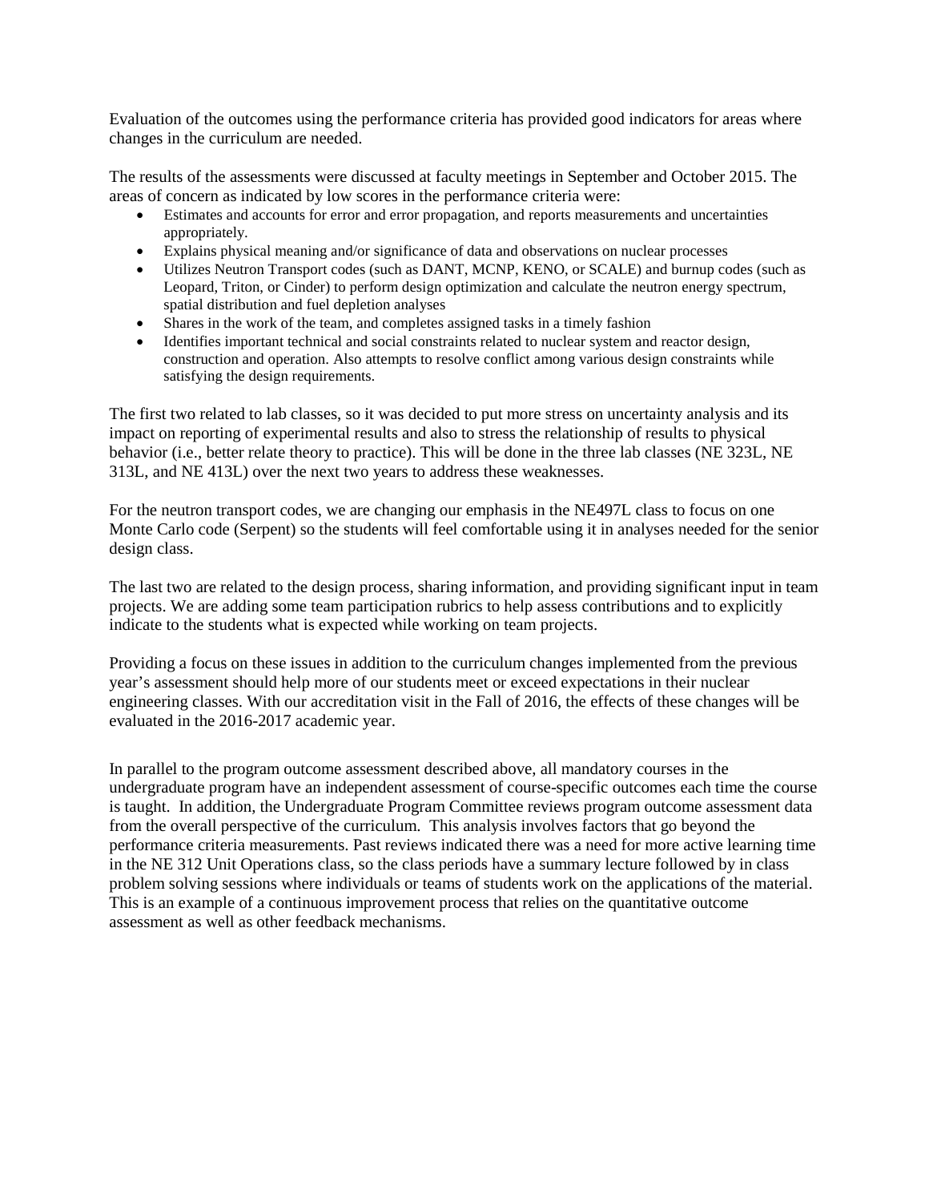Evaluation of the outcomes using the performance criteria has provided good indicators for areas where changes in the curriculum are needed.

The results of the assessments were discussed at faculty meetings in September and October 2015. The areas of concern as indicated by low scores in the performance criteria were:

- Estimates and accounts for error and error propagation, and reports measurements and uncertainties appropriately.
- Explains physical meaning and/or significance of data and observations on nuclear processes
- Utilizes Neutron Transport codes (such as DANT, MCNP, KENO, or SCALE) and burnup codes (such as Leopard, Triton, or Cinder) to perform design optimization and calculate the neutron energy spectrum, spatial distribution and fuel depletion analyses
- Shares in the work of the team, and completes assigned tasks in a timely fashion
- Identifies important technical and social constraints related to nuclear system and reactor design, construction and operation. Also attempts to resolve conflict among various design constraints while satisfying the design requirements.

The first two related to lab classes, so it was decided to put more stress on uncertainty analysis and its impact on reporting of experimental results and also to stress the relationship of results to physical behavior (i.e., better relate theory to practice). This will be done in the three lab classes (NE 323L, NE 313L, and NE 413L) over the next two years to address these weaknesses.

For the neutron transport codes, we are changing our emphasis in the NE497L class to focus on one Monte Carlo code (Serpent) so the students will feel comfortable using it in analyses needed for the senior design class.

The last two are related to the design process, sharing information, and providing significant input in team projects. We are adding some team participation rubrics to help assess contributions and to explicitly indicate to the students what is expected while working on team projects.

Providing a focus on these issues in addition to the curriculum changes implemented from the previous year's assessment should help more of our students meet or exceed expectations in their nuclear engineering classes. With our accreditation visit in the Fall of 2016, the effects of these changes will be evaluated in the 2016-2017 academic year.

In parallel to the program outcome assessment described above, all mandatory courses in the undergraduate program have an independent assessment of course-specific outcomes each time the course is taught. In addition, the Undergraduate Program Committee reviews program outcome assessment data from the overall perspective of the curriculum. This analysis involves factors that go beyond the performance criteria measurements. Past reviews indicated there was a need for more active learning time in the NE 312 Unit Operations class, so the class periods have a summary lecture followed by in class problem solving sessions where individuals or teams of students work on the applications of the material. This is an example of a continuous improvement process that relies on the quantitative outcome assessment as well as other feedback mechanisms.